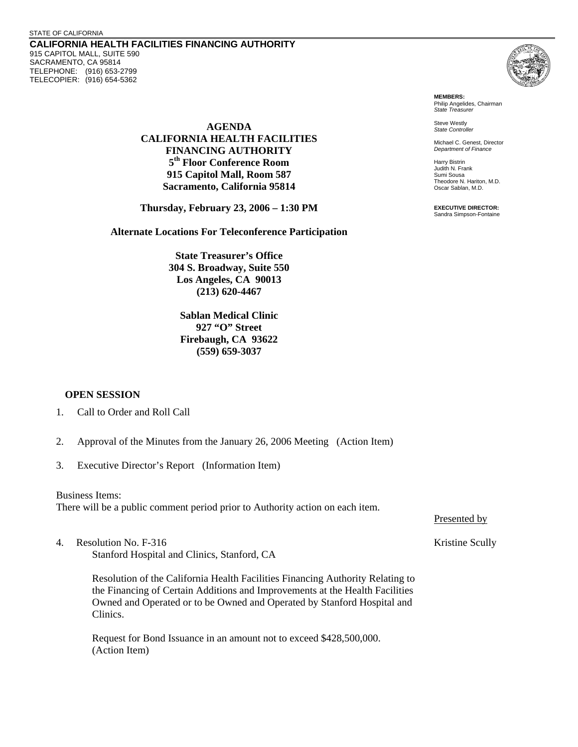STATE OF CALIFORNIA

**CALIFORNIA HEALTH FACILITIES FINANCING AUTHORITY**
915 CAPITOL MALL, SUITE 590
SACRAMENTO, CA 95814
TELEPHONE: (916) 653-2799
TELECOPIER: (916) 654-5362

**MEMBERS:**
Philip Angelides, Chairman
*State Treasurer*

Steve Westly
*State Controller*

Michael C. Genest, Director
*Department of Finance*

Harry Bistrin
Judith N. Frank
Sumi Sousa
Theodore N. Hariton, M.D.
Oscar Sablan, M.D.

**EXECUTIVE DIRECTOR:**
Sandra Simpson-Fontaine

**AGENDA**
**CALIFORNIA HEALTH FACILITIES FINANCING AUTHORITY**
**5th Floor Conference Room**
**915 Capitol Mall, Room 587**
**Sacramento, California 95814**

**Thursday, February 23, 2006 – 1:30 PM**

**Alternate Locations For Teleconference Participation**

**State Treasurer's Office**
**304 S. Broadway, Suite 550**
**Los Angeles, CA 90013**
**(213) 620-4467**

**Sablan Medical Clinic**
**927 "O" Street**
**Firebaugh, CA 93622**
**(559) 659-3037**

**OPEN SESSION**

1. Call to Order and Roll Call

2. Approval of the Minutes from the January 26, 2006 Meeting (Action Item)

3. Executive Director's Report (Information Item)

Business Items:
There will be a public comment period prior to Authority action on each item.

Presented by

4. Resolution No. F-316 — Presented by Kristine Scully
   Stanford Hospital and Clinics, Stanford, CA

   Resolution of the California Health Facilities Financing Authority Relating to the Financing of Certain Additions and Improvements at the Health Facilities Owned and Operated or to be Owned and Operated by Stanford Hospital and Clinics.

   Request for Bond Issuance in an amount not to exceed $428,500,000. (Action Item)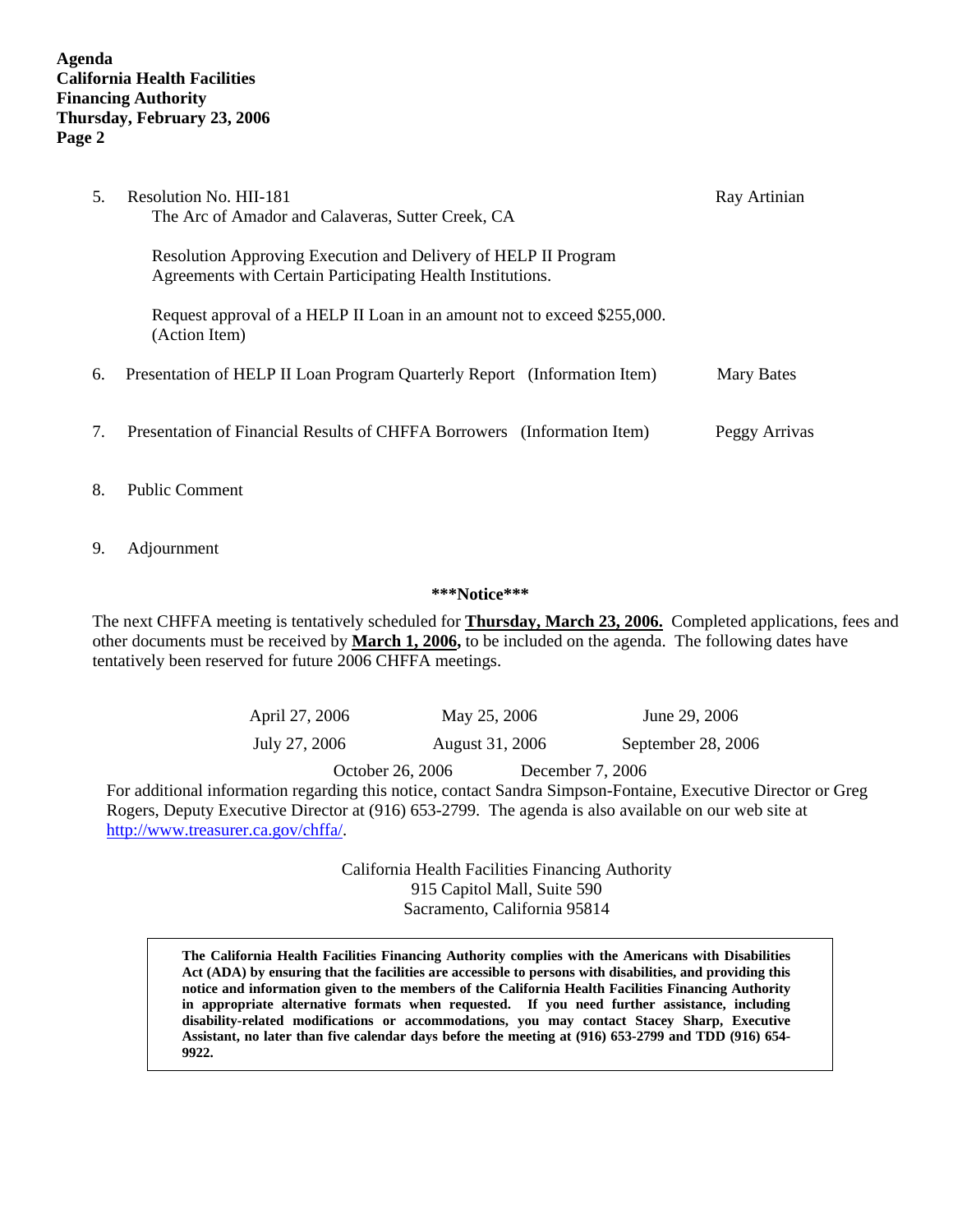5. Resolution No. HII-181 — Ray Artinian
   The Arc of Amador and Calaveras, Sutter Creek, CA

   Resolution Approving Execution and Delivery of HELP II Program Agreements with Certain Participating Health Institutions.

   Request approval of a HELP II Loan in an amount not to exceed $255,000. (Action Item)

6. Presentation of HELP II Loan Program Quarterly Report (Information Item) — Mary Bates

7. Presentation of Financial Results of CHFFA Borrowers (Information Item) — Peggy Arrivas

8. Public Comment

9. Adjournment

**\*\*\*Notice\*\*\***

The next CHFFA meeting is tentatively scheduled for **Thursday, March 23, 2006.** Completed applications, fees and other documents must be received by **March 1, 2006,** to be included on the agenda. The following dates have tentatively been reserved for future 2006 CHFFA meetings.

| | | |
|---|---|---|
| April 27, 2006 | May 25, 2006 | June 29, 2006 |
| July 27, 2006 | August 31, 2006 | September 28, 2006 |
| October 26, 2006 | December 7, 2006 | |

For additional information regarding this notice, contact Sandra Simpson-Fontaine, Executive Director or Greg Rogers, Deputy Executive Director at (916) 653-2799. The agenda is also available on our web site at http://www.treasurer.ca.gov/chffa/.

California Health Facilities Financing Authority
915 Capitol Mall, Suite 590
Sacramento, California 95814

**The California Health Facilities Financing Authority complies with the Americans with Disabilities Act (ADA) by ensuring that the facilities are accessible to persons with disabilities, and providing this notice and information given to the members of the California Health Facilities Financing Authority in appropriate alternative formats when requested. If you need further assistance, including disability-related modifications or accommodations, you may contact Stacey Sharp, Executive Assistant, no later than five calendar days before the meeting at (916) 653-2799 and TDD (916) 654-9922.**